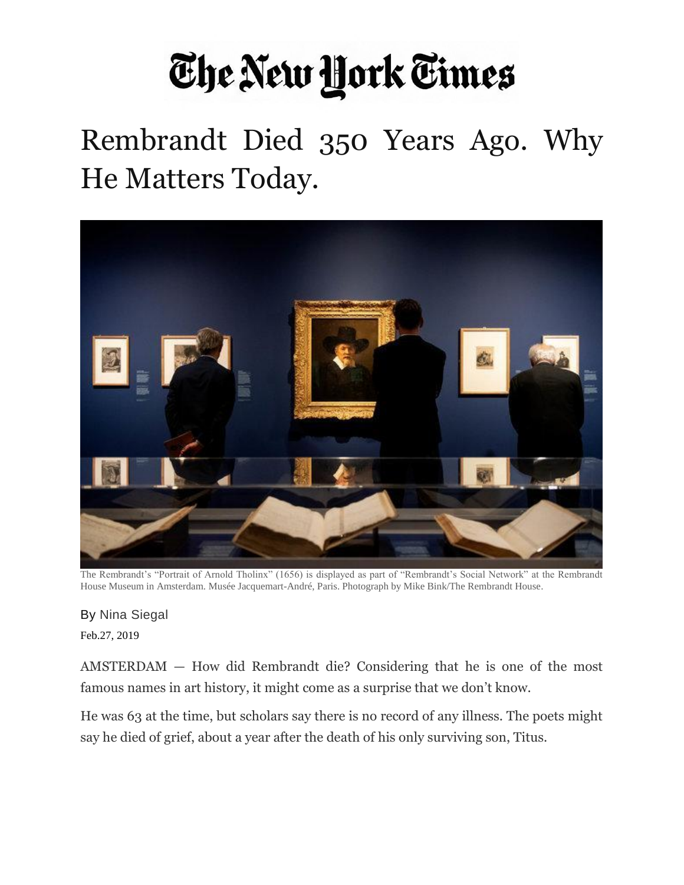# The New York Times

# Rembrandt Died 350 Years Ago. Why He Matters Today.

The Rembrandt's "Portrait of Arnold Tholinx" (1656) is displayed as part of "Rembrandt's Social Network" at the Rembrandt House Museum in Amsterdam. Musée Jacquemart-André, Paris. Photograph by Mike Bink/The Rembrandt House.

By Nina Siegal

Feb.27, 2019

AMSTERDAM — How did Rembrandt die? Considering that he is one of the most famous names in art history, it might come as a surprise that we don't know.

He was 63 at the time, but scholars say there is no record of any illness. The poets might say he died of grief, about a year after the death of his only surviving son, Titus.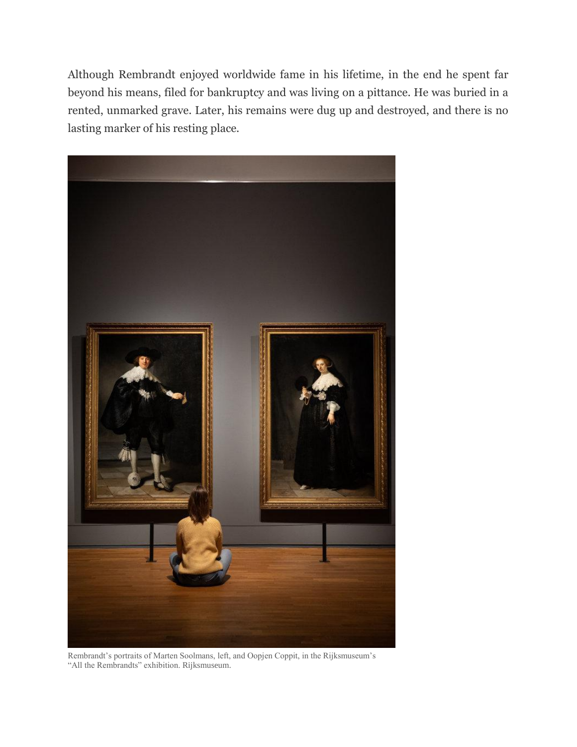Although Rembrandt enjoyed worldwide fame in his lifetime, in the end he spent far beyond his means, filed for bankruptcy and was living on a pittance. He was buried in a rented, unmarked grave. Later, his remains were dug up and destroyed, and there is no lasting marker of his resting place.

Rembrandt's portraits of Marten Soolmans, left, and Oopjen Coppit, in the Rijksmuseum's "All the Rembrandts" exhibition. Rijksmuseum.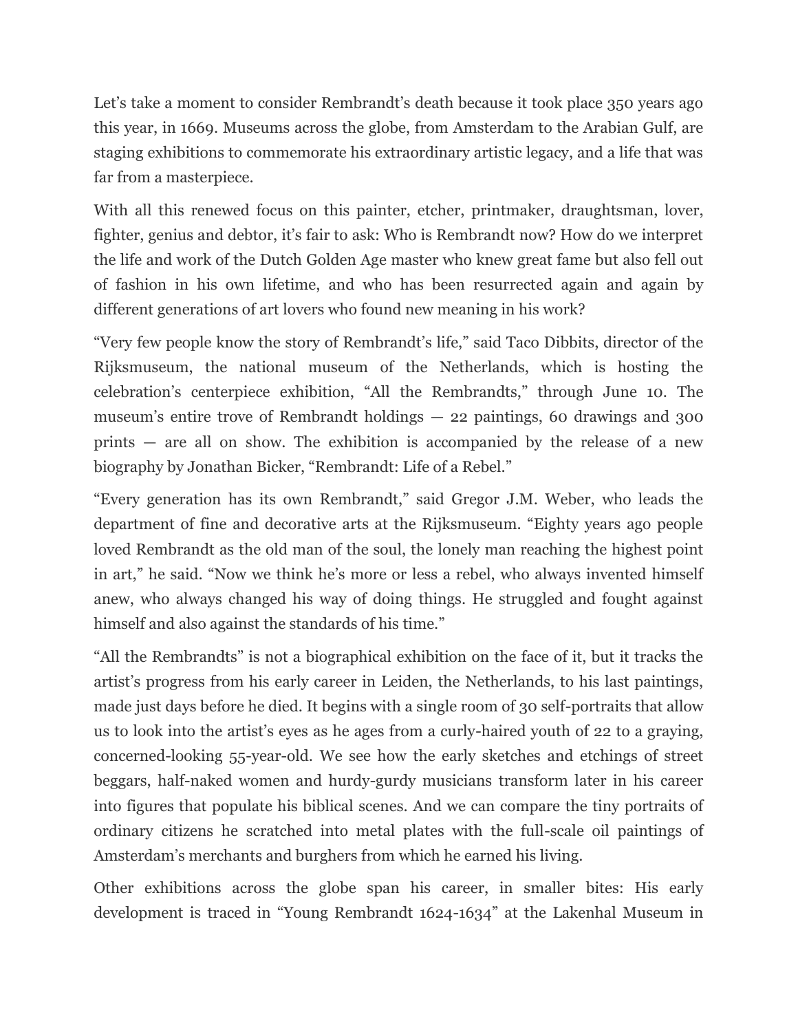Let’s take a moment to consider Rembrandt’s death because it took place 350 years ago this year, in 1669. Museums across the globe, from Amsterdam to the Arabian Gulf, are staging exhibitions to commemorate his extraordinary artistic legacy, and a life that was far from a masterpiece.

With all this renewed focus on this painter, etcher, printmaker, draughtsman, lover, fighter, genius and debtor, it’s fair to ask: Who is Rembrandt now? How do we interpret the life and work of the Dutch Golden Age master who knew great fame but also fell out of fashion in his own lifetime, and who has been resurrected again and again by different generations of art lovers who found new meaning in his work?

“Very few people know the story of Rembrandt’s life,” said Taco Dibbits, director of the Rijksmuseum, the national museum of the Netherlands, which is hosting the celebration’s centerpiece exhibition, “All the Rembrandts,” through June 10. The museum’s entire trove of Rembrandt holdings — 22 paintings, 60 drawings and 300 prints — are all on show. The exhibition is accompanied by the release of a new biography by Jonathan Bicker, “Rembrandt: Life of a Rebel.”

“Every generation has its own Rembrandt,” said Gregor J.M. Weber, who leads the department of fine and decorative arts at the Rijksmuseum. “Eighty years ago people loved Rembrandt as the old man of the soul, the lonely man reaching the highest point in art,” he said. “Now we think he’s more or less a rebel, who always invented himself anew, who always changed his way of doing things. He struggled and fought against himself and also against the standards of his time.”

“All the Rembrandts” is not a biographical exhibition on the face of it, but it tracks the artist’s progress from his early career in Leiden, the Netherlands, to his last paintings, made just days before he died. It begins with a single room of 30 self-portraits that allow us to look into the artist’s eyes as he ages from a curly-haired youth of 22 to a graying, concerned-looking 55-year-old. We see how the early sketches and etchings of street beggars, half-naked women and hurdy-gurdy musicians transform later in his career into figures that populate his biblical scenes. And we can compare the tiny portraits of ordinary citizens he scratched into metal plates with the full-scale oil paintings of Amsterdam’s merchants and burghers from which he earned his living.

Other exhibitions across the globe span his career, in smaller bites: His early development is traced in “Young Rembrandt 1624-1634” at the Lakenhal Museum in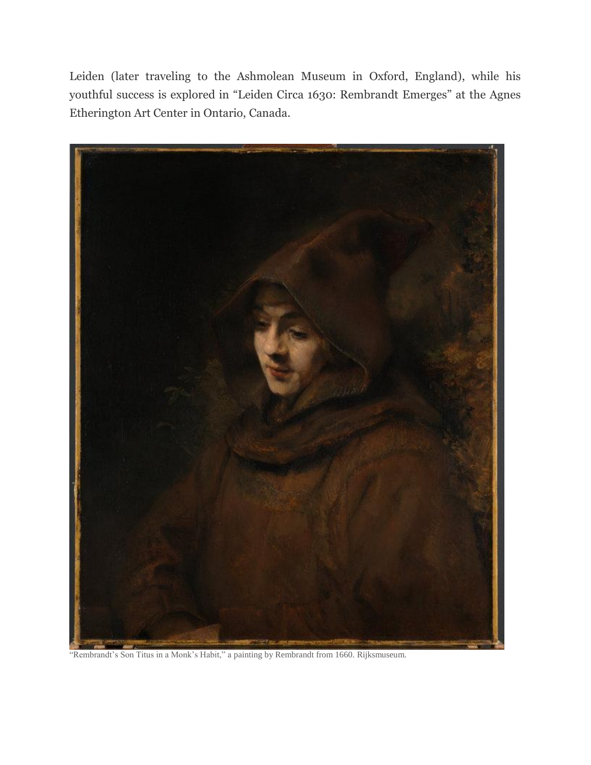Leiden (later traveling to the Ashmolean Museum in Oxford, England), while his youthful success is explored in “Leiden Circa 1630: Rembrandt Emerges” at the Agnes Etherington Art Center in Ontario, Canada.

“Rembrandt’s Son Titus in a Monk’s Habit,” a painting by Rembrandt from 1660. Rijksmuseum.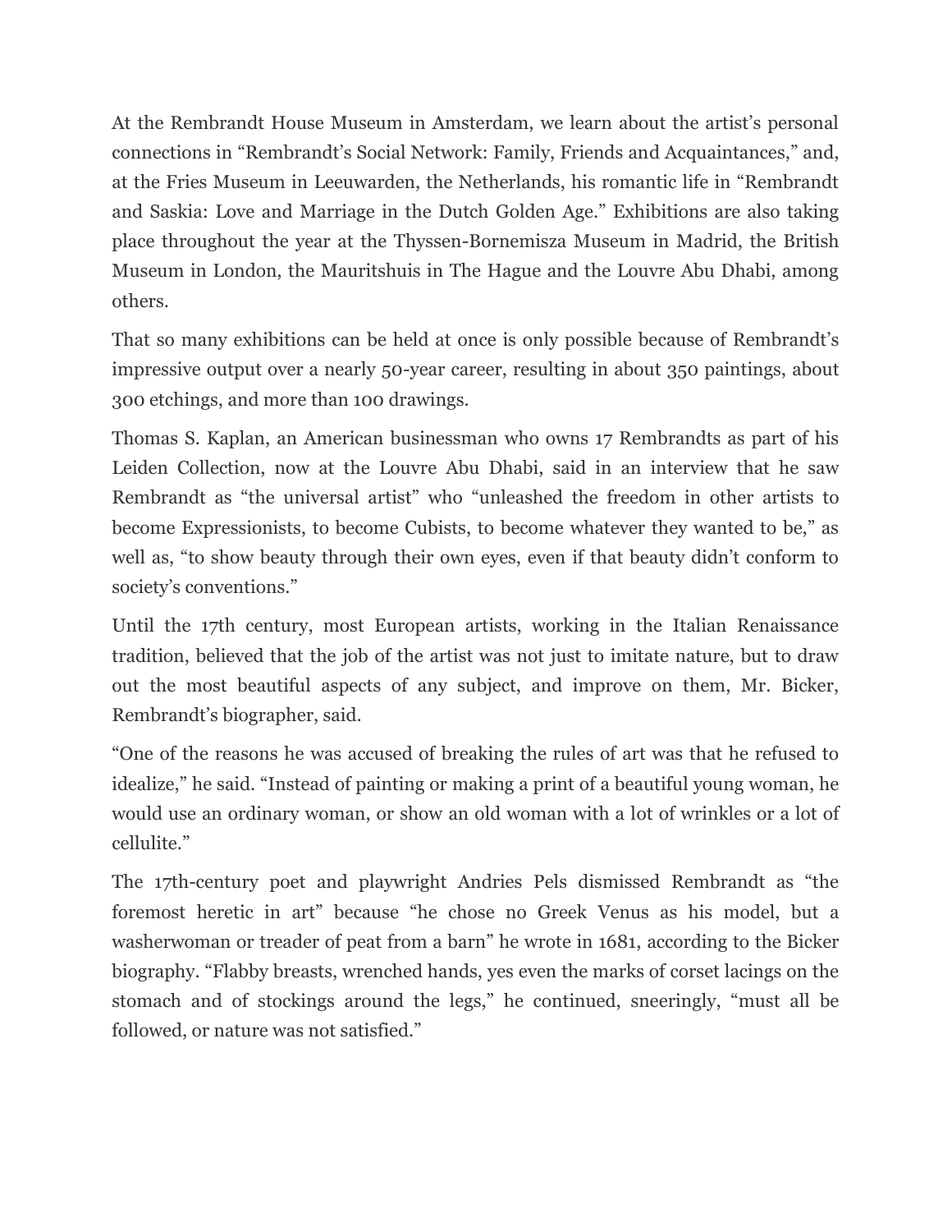At the Rembrandt House Museum in Amsterdam, we learn about the artist's personal connections in "Rembrandt's Social Network: Family, Friends and Acquaintances," and, at the Fries Museum in Leeuwarden, the Netherlands, his romantic life in "Rembrandt and Saskia: Love and Marriage in the Dutch Golden Age." Exhibitions are also taking place throughout the year at the Thyssen-Bornemisza Museum in Madrid, the British Museum in London, the Mauritshuis in The Hague and the Louvre Abu Dhabi, among others.

That so many exhibitions can be held at once is only possible because of Rembrandt's impressive output over a nearly 50-year career, resulting in about 350 paintings, about 300 etchings, and more than 100 drawings.

Thomas S. Kaplan, an American businessman who owns 17 Rembrandts as part of his Leiden Collection, now at the Louvre Abu Dhabi, said in an interview that he saw Rembrandt as "the universal artist" who "unleashed the freedom in other artists to become Expressionists, to become Cubists, to become whatever they wanted to be," as well as, "to show beauty through their own eyes, even if that beauty didn't conform to society's conventions."

Until the 17th century, most European artists, working in the Italian Renaissance tradition, believed that the job of the artist was not just to imitate nature, but to draw out the most beautiful aspects of any subject, and improve on them, Mr. Bicker, Rembrandt's biographer, said.

"One of the reasons he was accused of breaking the rules of art was that he refused to idealize," he said. "Instead of painting or making a print of a beautiful young woman, he would use an ordinary woman, or show an old woman with a lot of wrinkles or a lot of cellulite."

The 17th-century poet and playwright Andries Pels dismissed Rembrandt as "the foremost heretic in art" because "he chose no Greek Venus as his model, but a washerwoman or treader of peat from a barn" he wrote in 1681, according to the Bicker biography. "Flabby breasts, wrenched hands, yes even the marks of corset lacings on the stomach and of stockings around the legs," he continued, sneeringly, "must all be followed, or nature was not satisfied."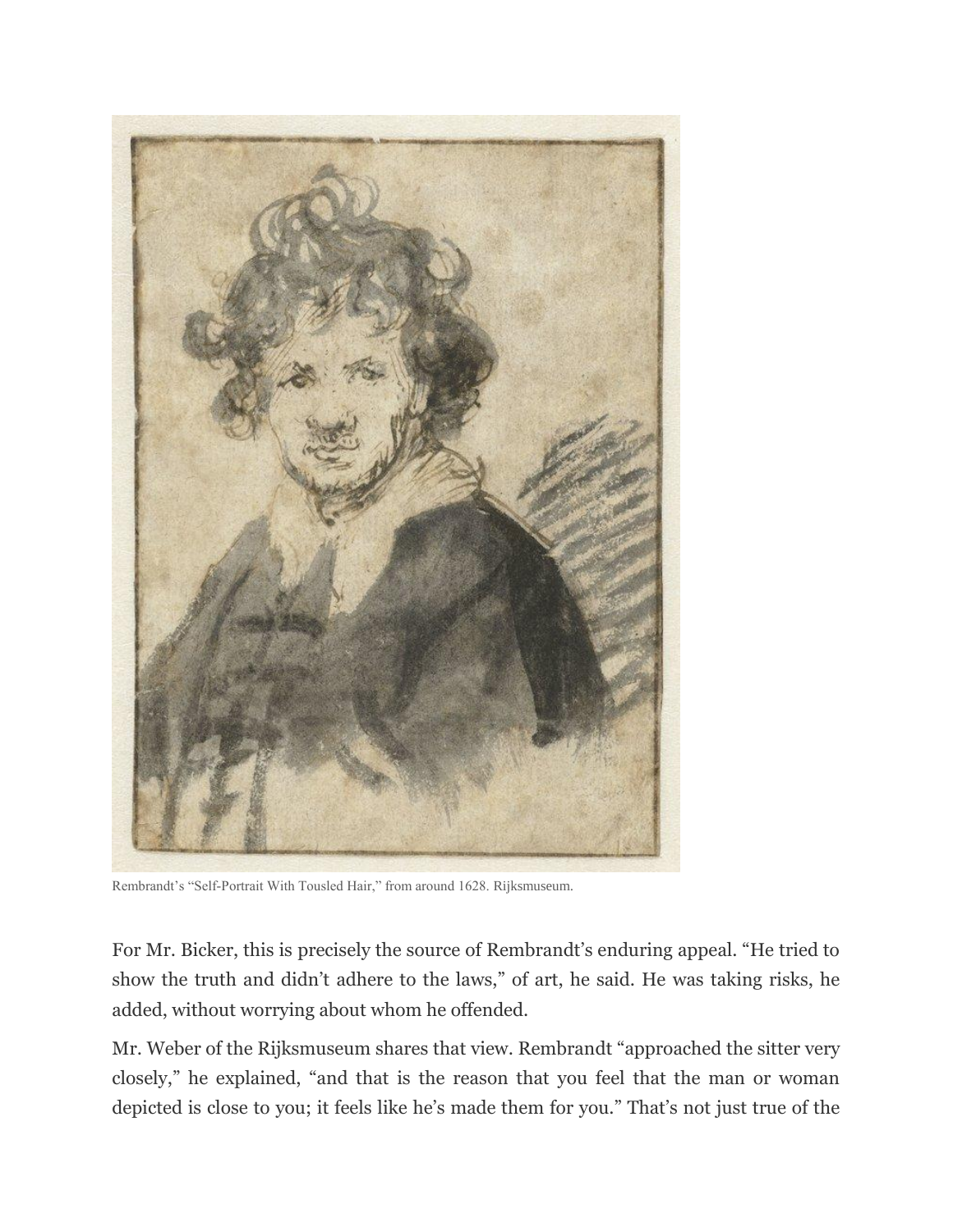Rembrandt's "Self-Portrait With Tousled Hair," from around 1628. Rijksmuseum.

For Mr. Bicker, this is precisely the source of Rembrandt's enduring appeal. "He tried to show the truth and didn't adhere to the laws," of art, he said. He was taking risks, he added, without worrying about whom he offended.

Mr. Weber of the Rijksmuseum shares that view. Rembrandt "approached the sitter very closely," he explained, "and that is the reason that you feel that the man or woman depicted is close to you; it feels like he's made them for you." That's not just true of the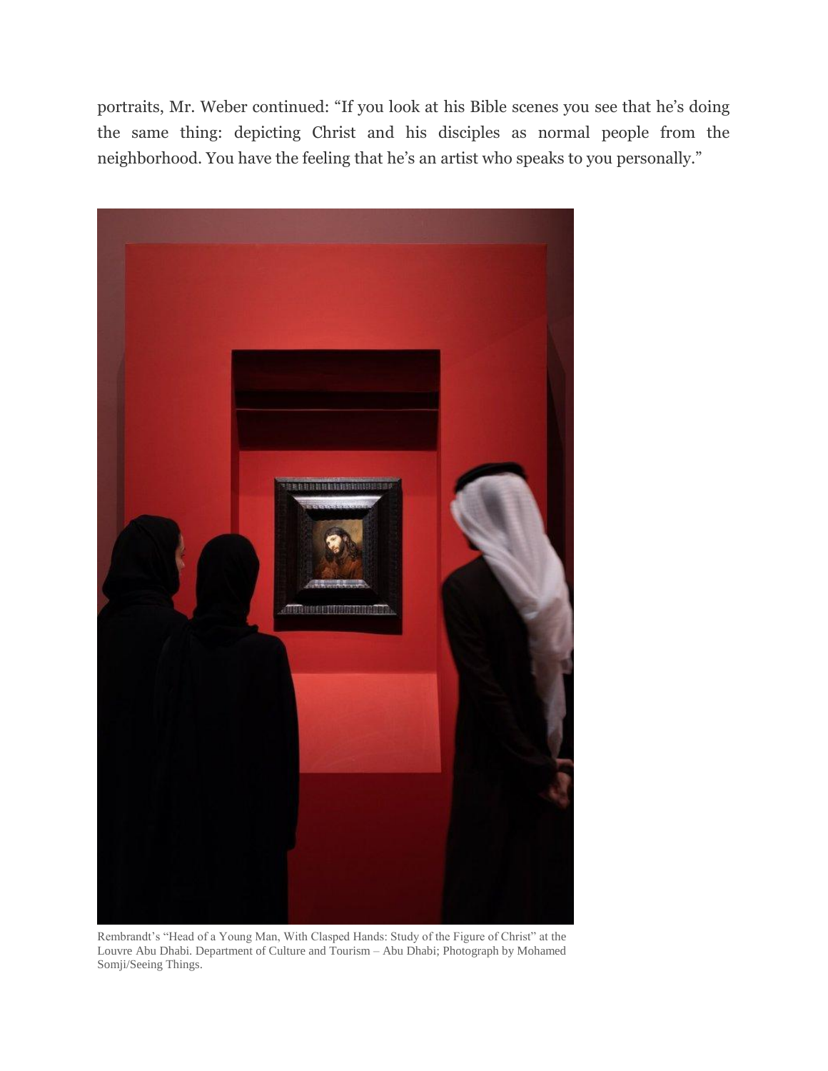portraits, Mr. Weber continued: “If you look at his Bible scenes you see that he’s doing the same thing: depicting Christ and his disciples as normal people from the neighborhood. You have the feeling that he’s an artist who speaks to you personally.”

Rembrandt’s “Head of a Young Man, With Clasped Hands: Study of the Figure of Christ” at the Louvre Abu Dhabi. Department of Culture and Tourism – Abu Dhabi; Photograph by Mohamed Somji/Seeing Things.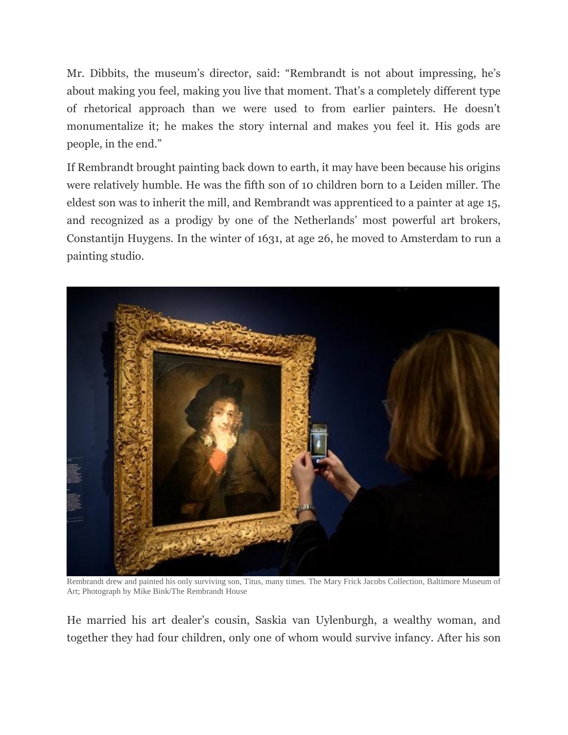Mr. Dibbits, the museum's director, said: "Rembrandt is not about impressing, he's about making you feel, making you live that moment. That's a completely different type of rhetorical approach than we were used to from earlier painters. He doesn't monumentalize it; he makes the story internal and makes you feel it. His gods are people, in the end."

If Rembrandt brought painting back down to earth, it may have been because his origins were relatively humble. He was the fifth son of 10 children born to a Leiden miller. The eldest son was to inherit the mill, and Rembrandt was apprenticed to a painter at age 15, and recognized as a prodigy by one of the Netherlands' most powerful art brokers, Constantijn Huygens. In the winter of 1631, at age 26, he moved to Amsterdam to run a painting studio.

Rembrandt drew and painted his only surviving son, Titus, many times. The Mary Frick Jacobs Collection, Baltimore Museum of Art; Photograph by Mike Bink/The Rembrandt House

He married his art dealer's cousin, Saskia van Uylenburgh, a wealthy woman, and together they had four children, only one of whom would survive infancy. After his son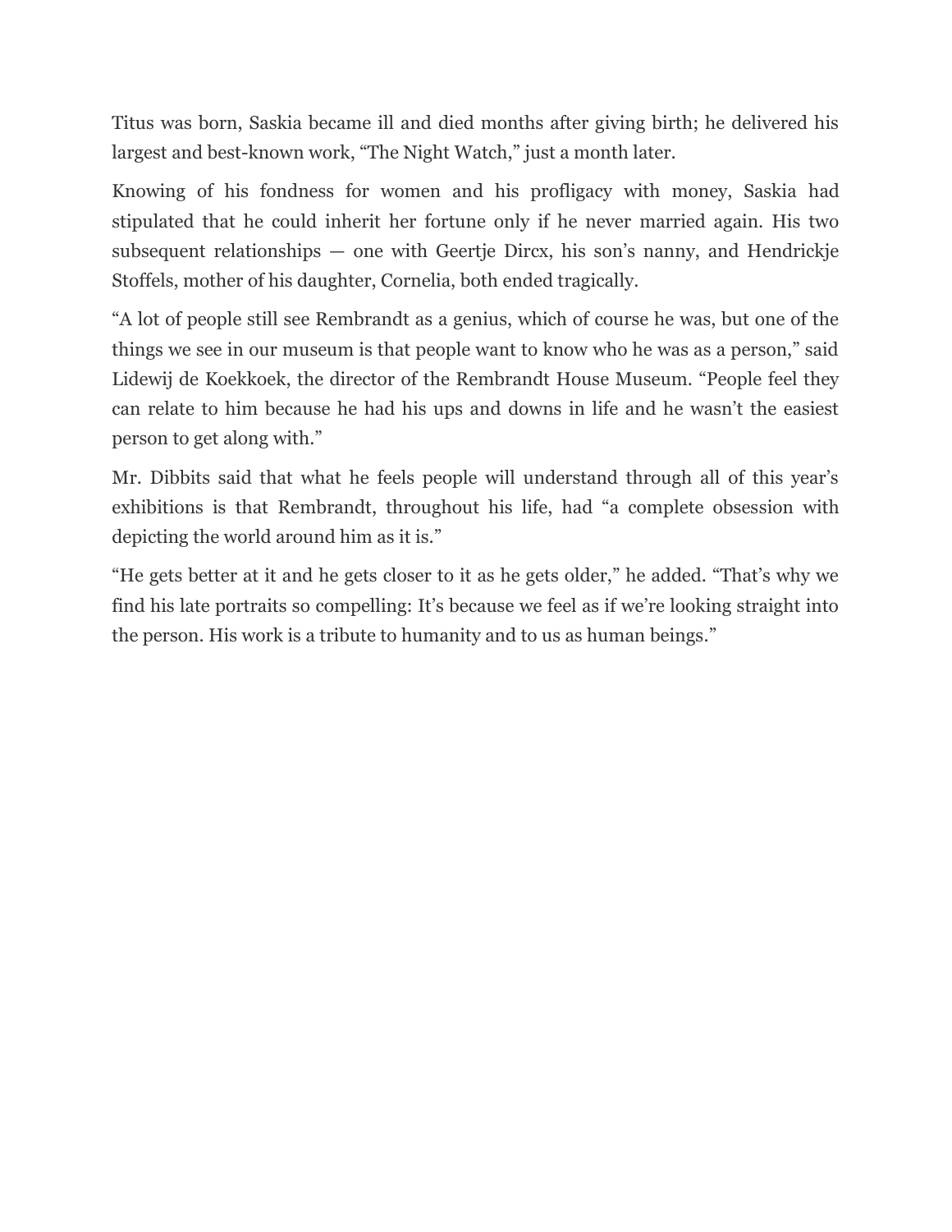Titus was born, Saskia became ill and died months after giving birth; he delivered his largest and best-known work, “The Night Watch,” just a month later.

Knowing of his fondness for women and his profligacy with money, Saskia had stipulated that he could inherit her fortune only if he never married again. His two subsequent relationships — one with Geertje Dircx, his son’s nanny, and Hendrickje Stoffels, mother of his daughter, Cornelia, both ended tragically.

“A lot of people still see Rembrandt as a genius, which of course he was, but one of the things we see in our museum is that people want to know who he was as a person,” said Lidewij de Koekkoek, the director of the Rembrandt House Museum. “People feel they can relate to him because he had his ups and downs in life and he wasn’t the easiest person to get along with.”

Mr. Dibbits said that what he feels people will understand through all of this year’s exhibitions is that Rembrandt, throughout his life, had “a complete obsession with depicting the world around him as it is.”

“He gets better at it and he gets closer to it as he gets older,” he added. “That’s why we find his late portraits so compelling: It’s because we feel as if we’re looking straight into the person. His work is a tribute to humanity and to us as human beings.”